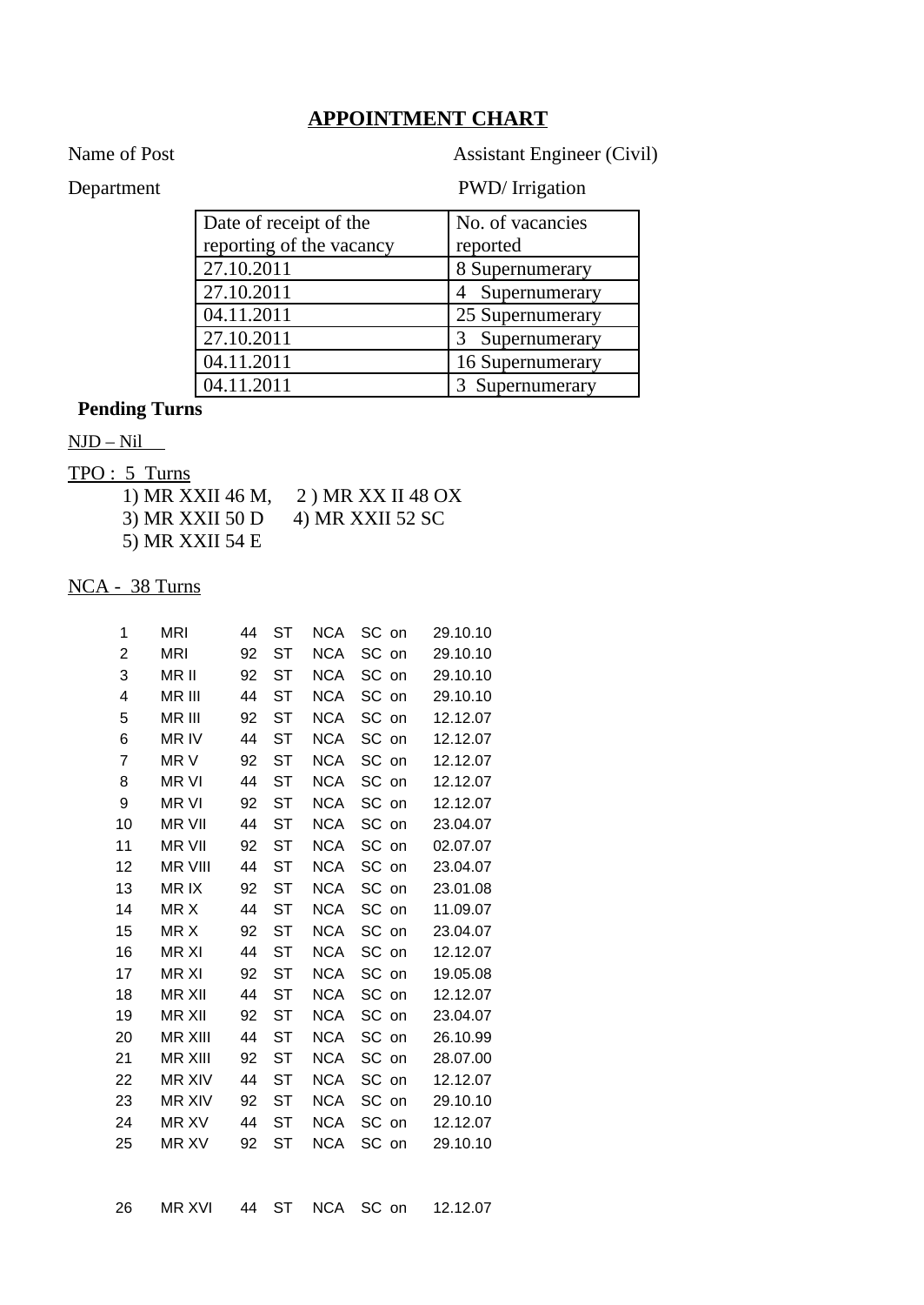# APPOINTMENT CHART

Name of Post Assistant Engineer (Civil)

Department PWD/ Irrigation

| Date of receipt of the reporting of the vacancy | No. of vacancies reported |
|---|---|
| 27.10.2011 | 8 Supernumerary |
| 27.10.2011 | 4 Supernumerary |
| 04.11.2011 | 25 Supernumerary |
| 27.10.2011 | 3 Supernumerary |
| 04.11.2011 | 16 Supernumerary |
| 04.11.2011 | 3 Supernumerary |

**Pending Turns**

NJD – Nil

TPO : 5 Turns

1) MR XXII 46 M, 2 ) MR XX II 48 OX
3) MR XXII 50 D 4) MR XXII 52 SC
5) MR XXII 54 E

NCA - 38 Turns

| | | | | | | |
|---|---|---|---|---|---|---|
| 1 | MRI | 44 | ST | NCA | SC on | 29.10.10 |
| 2 | MRI | 92 | ST | NCA | SC on | 29.10.10 |
| 3 | MR II | 92 | ST | NCA | SC on | 29.10.10 |
| 4 | MR III | 44 | ST | NCA | SC on | 29.10.10 |
| 5 | MR III | 92 | ST | NCA | SC on | 12.12.07 |
| 6 | MR IV | 44 | ST | NCA | SC on | 12.12.07 |
| 7 | MR V | 92 | ST | NCA | SC on | 12.12.07 |
| 8 | MR VI | 44 | ST | NCA | SC on | 12.12.07 |
| 9 | MR VI | 92 | ST | NCA | SC on | 12.12.07 |
| 10 | MR VII | 44 | ST | NCA | SC on | 23.04.07 |
| 11 | MR VII | 92 | ST | NCA | SC on | 02.07.07 |
| 12 | MR VIII | 44 | ST | NCA | SC on | 23.04.07 |
| 13 | MR IX | 92 | ST | NCA | SC on | 23.01.08 |
| 14 | MR X | 44 | ST | NCA | SC on | 11.09.07 |
| 15 | MR X | 92 | ST | NCA | SC on | 23.04.07 |
| 16 | MR XI | 44 | ST | NCA | SC on | 12.12.07 |
| 17 | MR XI | 92 | ST | NCA | SC on | 19.05.08 |
| 18 | MR XII | 44 | ST | NCA | SC on | 12.12.07 |
| 19 | MR XII | 92 | ST | NCA | SC on | 23.04.07 |
| 20 | MR XIII | 44 | ST | NCA | SC on | 26.10.99 |
| 21 | MR XIII | 92 | ST | NCA | SC on | 28.07.00 |
| 22 | MR XIV | 44 | ST | NCA | SC on | 12.12.07 |
| 23 | MR XIV | 92 | ST | NCA | SC on | 29.10.10 |
| 24 | MR XV | 44 | ST | NCA | SC on | 12.12.07 |
| 25 | MR XV | 92 | ST | NCA | SC on | 29.10.10 |
| 26 | MR XVI | 44 | ST | NCA | SC on | 12.12.07 |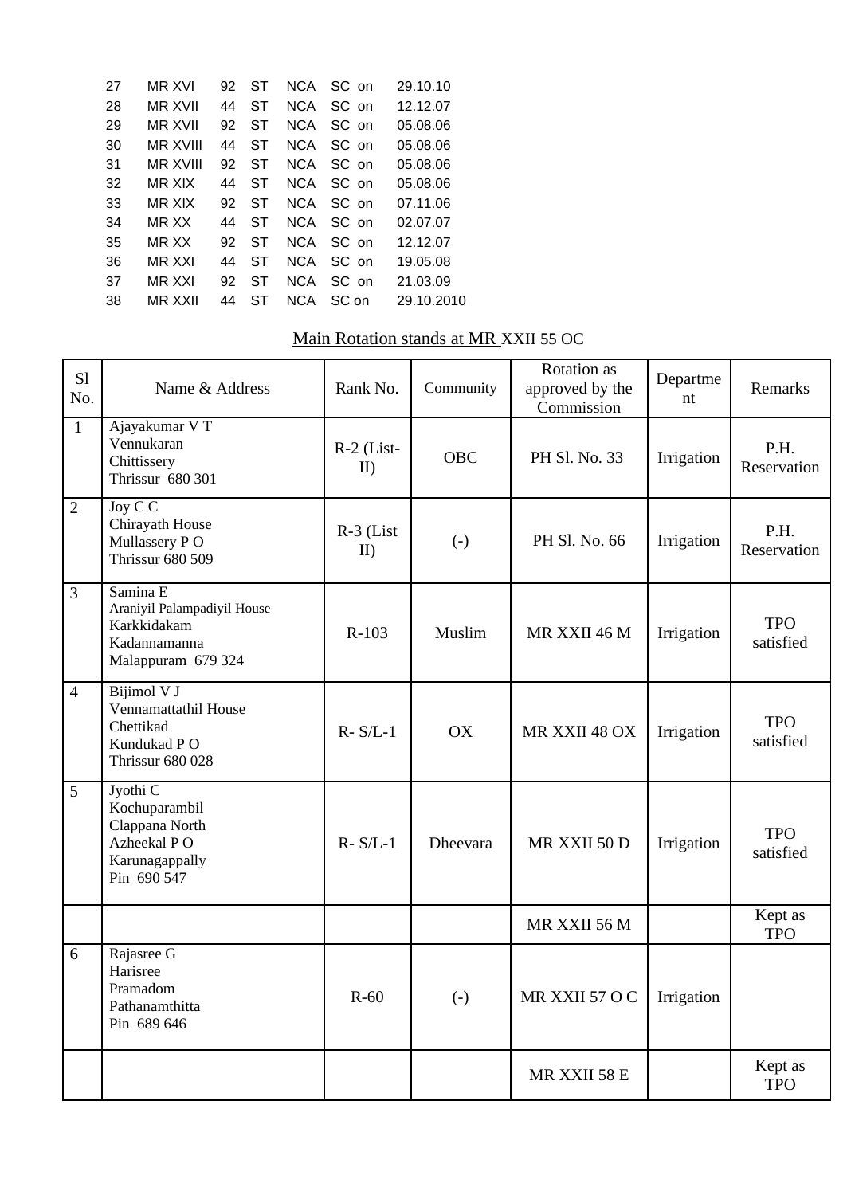| | | | | | | |
|---|---|---|---|---|---|---|
| 27 | MR XVI | 92 | ST | NCA | SC on | 29.10.10 |
| 28 | MR XVII | 44 | ST | NCA | SC on | 12.12.07 |
| 29 | MR XVII | 92 | ST | NCA | SC on | 05.08.06 |
| 30 | MR XVIII | 44 | ST | NCA | SC on | 05.08.06 |
| 31 | MR XVIII | 92 | ST | NCA | SC on | 05.08.06 |
| 32 | MR XIX | 44 | ST | NCA | SC on | 05.08.06 |
| 33 | MR XIX | 92 | ST | NCA | SC on | 07.11.06 |
| 34 | MR XX | 44 | ST | NCA | SC on | 02.07.07 |
| 35 | MR XX | 92 | ST | NCA | SC on | 12.12.07 |
| 36 | MR XXI | 44 | ST | NCA | SC on | 19.05.08 |
| 37 | MR XXI | 92 | ST | NCA | SC on | 21.03.09 |
| 38 | MR XXII | 44 | ST | NCA | SC on | 29.10.2010 |

Main Rotation stands at MR XXII 55 OC

| Sl No. | Name & Address | Rank No. | Community | Rotation as approved by the Commission | Department | Remarks |
|---|---|---|---|---|---|---|
| 1 | Ajayakumar V T<br>Vennukaran<br>Chittissery<br>Thrissur 680 301 | R-2 (List-II) | OBC | PH Sl. No. 33 | Irrigation | P.H. Reservation |
| 2 | Joy C C<br>Chirayath House<br>Mullassery P O<br>Thrissur 680 509 | R-3 (List II) | (-) | PH Sl. No. 66 | Irrigation | P.H. Reservation |
| 3 | Samina E<br>Araniyil Palampadiyil House<br>Karkkidakam<br>Kadannamanna<br>Malappuram 679 324 | R-103 | Muslim | MR XXII 46 M | Irrigation | TPO satisfied |
| 4 | Bijimol V J<br>Vennamattathil House<br>Chettikad<br>Kundukad P O<br>Thrissur 680 028 | R- S/L-1 | OX | MR XXII 48 OX | Irrigation | TPO satisfied |
| 5 | Jyothi C<br>Kochuparambil<br>Clappana North<br>Azheekal P O<br>Karunagappally<br>Pin 690 547 | R- S/L-1 | Dheevara | MR XXII 50 D | Irrigation | TPO satisfied |
| | | | | MR XXII 56 M | | Kept as TPO |
| 6 | Rajasree G<br>Harisree<br>Pramadom<br>Pathanamthitta<br>Pin 689 646 | R-60 | (-) | MR XXII 57 O C | Irrigation | |
| | | | | MR XXII 58 E | | Kept as TPO |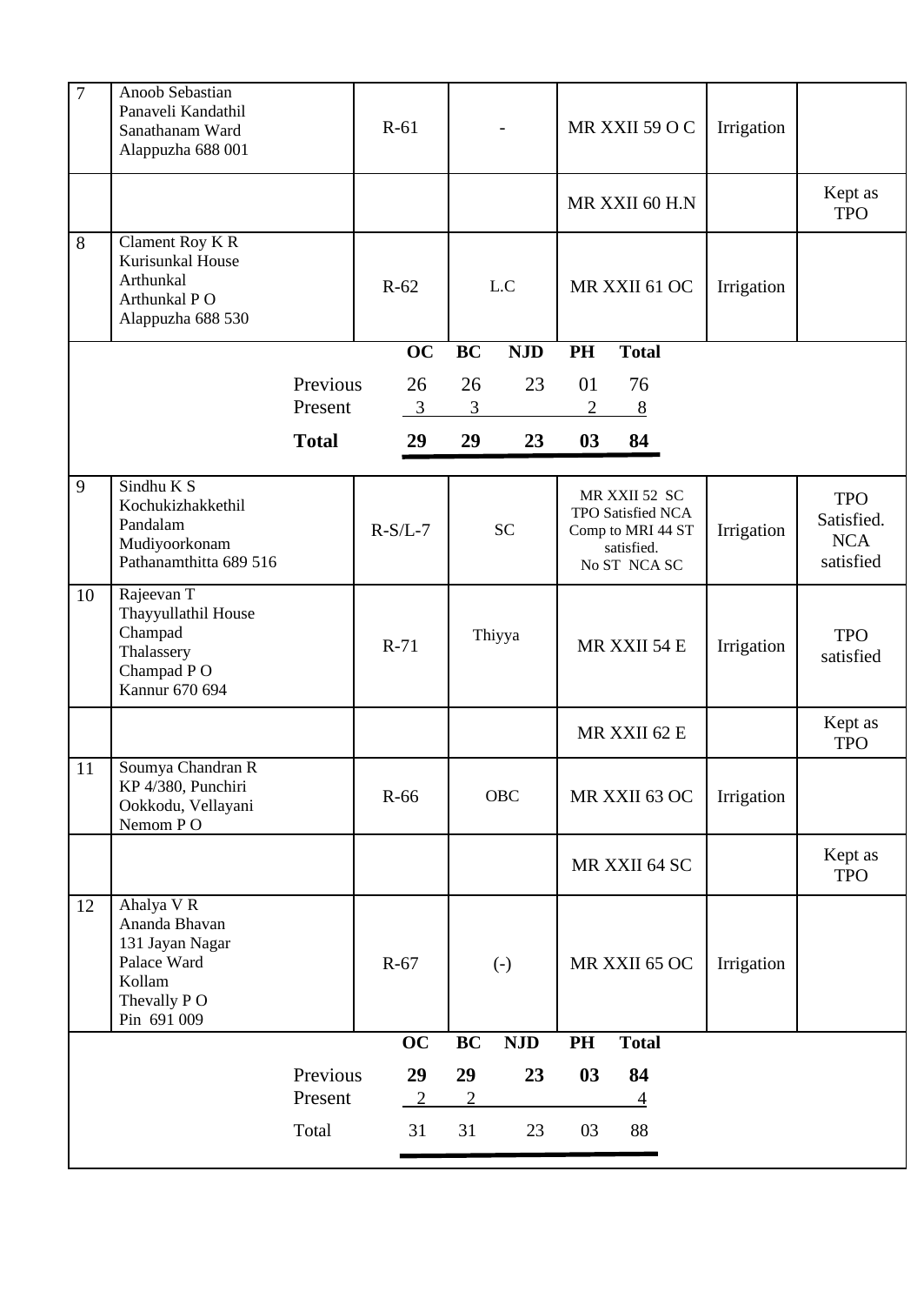| | | | | | | |
|---|---|---|---|---|---|---|
| 7 | Anoob Sebastian<br>Panaveli Kandathil<br>Sanathanam Ward<br>Alappuzha 688 001 | R-61 | - | MR XXII 59 O C | Irrigation | |
| | | | | MR XXII 60 H.N | | Kept as TPO |
| 8 | Clament Roy K R<br>Kurisunkal House<br>Arthunkal<br>Arthunkal P O<br>Alappuzha 688 530 | R-62 | L.C | MR XXII 61 OC | Irrigation | |

| | OC | BC | NJD | PH | Total |
|---|---|---|---|---|---|
| Previous | 26 | 26 | 23 | 01 | 76 |
| Present | 3 | 3 | | 2 | 8 |
| **Total** | **29** | **29** | **23** | **03** | **84** |

| | | | | | | |
|---|---|---|---|---|---|---|
| 9 | Sindhu K S<br>Kochukizhakkethil<br>Pandalam<br>Mudiyoorkonam<br>Pathanamthitta 689 516 | R-S/L-7 | SC | MR XXII 52 SC<br>TPO Satisfied NCA Comp to MRI 44 ST satisfied.<br>No ST NCA SC | Irrigation | TPO Satisfied. NCA satisfied |
| 10 | Rajeevan T<br>Thayyullathil House<br>Champad<br>Thalassery<br>Champad P O<br>Kannur 670 694 | R-71 | Thiyya | MR XXII 54 E | Irrigation | TPO satisfied |
| | | | | MR XXII 62 E | | Kept as TPO |
| 11 | Soumya Chandran R<br>KP 4/380, Punchiri<br>Ookkodu, Vellayani<br>Nemom P O | R-66 | OBC | MR XXII 63 OC | Irrigation | |
| | | | | MR XXII 64 SC | | Kept as TPO |
| 12 | Ahalya V R<br>Ananda Bhavan<br>131 Jayan Nagar<br>Palace Ward<br>Kollam<br>Thevally P O<br>Pin 691 009 | R-67 | (-) | MR XXII 65 OC | Irrigation | |

| | OC | BC | NJD | PH | Total |
|---|---|---|---|---|---|
| Previous | **29** | **29** | **23** | **03** | **84** |
| Present | 2 | 2 | | | 4 |
| Total | 31 | 31 | 23 | 03 | 88 |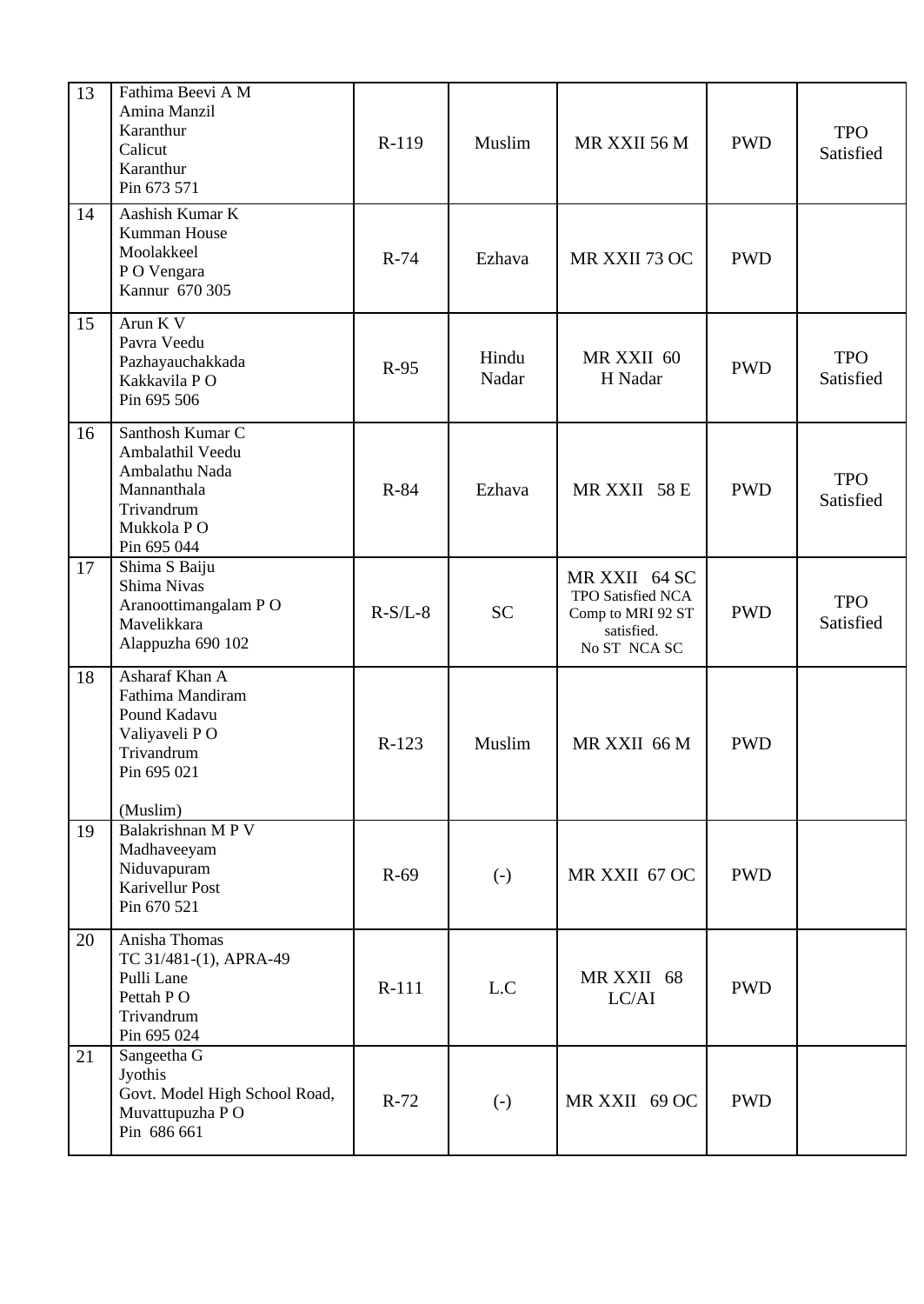| | | | | | | |
|---|---|---|---|---|---|---|
| 13 | Fathima Beevi A M<br>Amina Manzil<br>Karanthur<br>Calicut<br>Karanthur<br>Pin 673 571 | R-119 | Muslim | MR XXII 56 M | PWD | TPO Satisfied |
| 14 | Aashish Kumar K<br>Kumman House<br>Moolakkeel<br>P O Vengara<br>Kannur 670 305 | R-74 | Ezhava | MR XXII 73 OC | PWD | |
| 15 | Arun K V<br>Pavra Veedu<br>Pazhayauchakkada<br>Kakkavila P O<br>Pin 695 506 | R-95 | Hindu Nadar | MR XXII 60 H Nadar | PWD | TPO Satisfied |
| 16 | Santhosh Kumar C<br>Ambalathil Veedu<br>Ambalathu Nada<br>Mannanthala<br>Trivandrum<br>Mukkola P O<br>Pin 695 044 | R-84 | Ezhava | MR XXII 58 E | PWD | TPO Satisfied |
| 17 | Shima S Baiju<br>Shima Nivas<br>Aranoottimangalam P O<br>Mavelikkara<br>Alappuzha 690 102 | R-S/L-8 | SC | MR XXII 64 SC<br>TPO Satisfied NCA Comp to MRI 92 ST satisfied.<br>No ST NCA SC | PWD | TPO Satisfied |
| 18 | Asharaf Khan A<br>Fathima Mandiram<br>Pound Kadavu<br>Valiyaveli P O<br>Trivandrum<br>Pin 695 021<br><br>(Muslim) | R-123 | Muslim | MR XXII 66 M | PWD | |
| 19 | Balakrishnan M P V<br>Madhaveeyam<br>Niduvapuram<br>Karivellur Post<br>Pin 670 521 | R-69 | (-) | MR XXII 67 OC | PWD | |
| 20 | Anisha Thomas<br>TC 31/481-(1), APRA-49<br>Pulli Lane<br>Pettah P O<br>Trivandrum<br>Pin 695 024 | R-111 | L.C | MR XXII 68 LC/AI | PWD | |
| 21 | Sangeetha G<br>Jyothis<br>Govt. Model High School Road,<br>Muvattupuzha P O<br>Pin 686 661 | R-72 | (-) | MR XXII 69 OC | PWD | |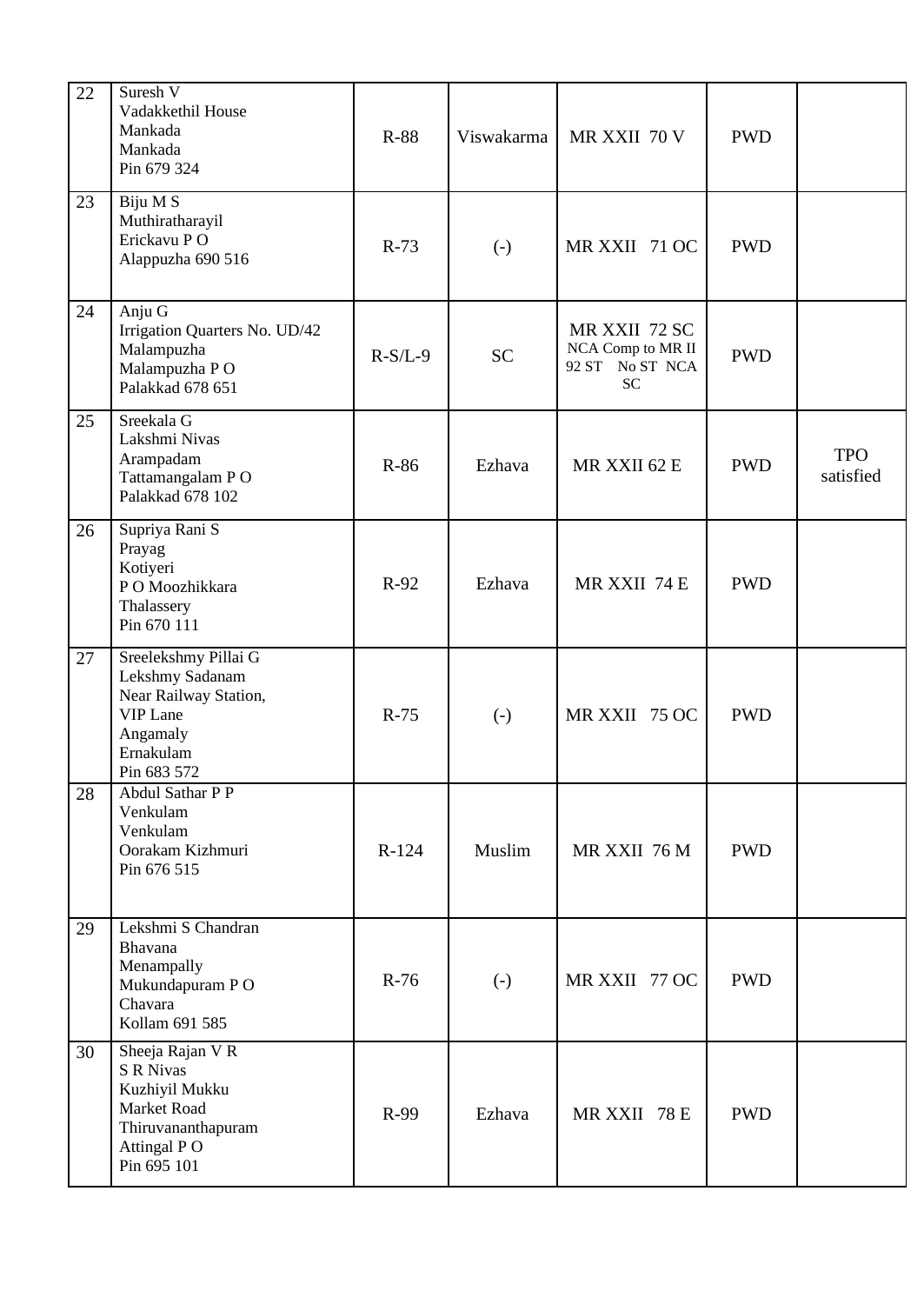| | | | | | | |
|---|---|---|---|---|---|---|
| 22 | Suresh V<br>Vadakkethil House<br>Mankada<br>Mankada<br>Pin 679 324 | R-88 | Viswakarma | MR XXII 70 V | PWD | |
| 23 | Biju M S<br>Muthiratharayil<br>Erickavu P O<br>Alappuzha 690 516 | R-73 | (-) | MR XXII 71 OC | PWD | |
| 24 | Anju G<br>Irrigation Quarters No. UD/42<br>Malampuzha<br>Malampuzha P O<br>Palakkad 678 651 | R-S/L-9 | SC | MR XXII 72 SC<br>NCA Comp to MR II 92 ST No ST NCA SC | PWD | |
| 25 | Sreekala G<br>Lakshmi Nivas<br>Arampadam<br>Tattamangalam P O<br>Palakkad 678 102 | R-86 | Ezhava | MR XXII 62 E | PWD | TPO satisfied |
| 26 | Supriya Rani S<br>Prayag<br>Kotiyeri<br>P O Moozhikkara<br>Thalassery<br>Pin 670 111 | R-92 | Ezhava | MR XXII 74 E | PWD | |
| 27 | Sreelekshmy Pillai G<br>Lekshmy Sadanam<br>Near Railway Station,<br>VIP Lane<br>Angamaly<br>Ernakulam<br>Pin 683 572 | R-75 | (-) | MR XXII 75 OC | PWD | |
| 28 | Abdul Sathar P P<br>Venkulam<br>Venkulam<br>Oorakam Kizhmuri<br>Pin 676 515 | R-124 | Muslim | MR XXII 76 M | PWD | |
| 29 | Lekshmi S Chandran<br>Bhavana<br>Menampally<br>Mukundapuram P O<br>Chavara<br>Kollam 691 585 | R-76 | (-) | MR XXII 77 OC | PWD | |
| 30 | Sheeja Rajan V R<br>S R Nivas<br>Kuzhiyil Mukku<br>Market Road<br>Thiruvananthapuram<br>Attingal P O<br>Pin 695 101 | R-99 | Ezhava | MR XXII 78 E | PWD | |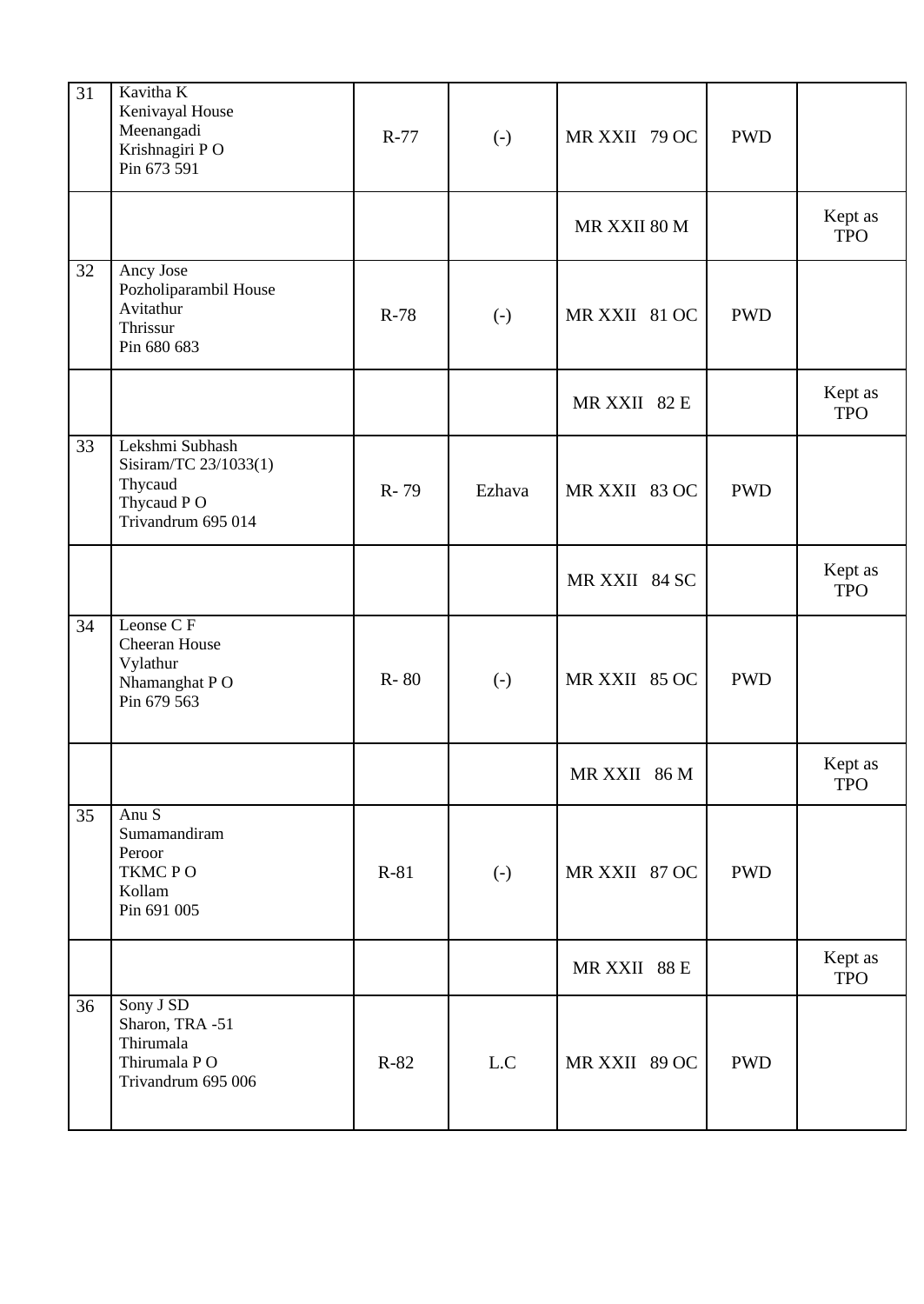| | | | | | | |
|---|---|---|---|---|---|---|
| 31 | Kavitha K<br>Kenivayal House<br>Meenangadi<br>Krishnagiri P O<br>Pin 673 591 | R-77 | (-) | MR XXII 79 OC | PWD | |
| | | | | MR XXII 80 M | | Kept as TPO |
| 32 | Ancy Jose<br>Pozholiparambil House<br>Avitathur<br>Thrissur<br>Pin 680 683 | R-78 | (-) | MR XXII 81 OC | PWD | |
| | | | | MR XXII 82 E | | Kept as TPO |
| 33 | Lekshmi Subhash<br>Sisiram/TC 23/1033(1)<br>Thycaud<br>Thycaud P O<br>Trivandrum 695 014 | R- 79 | Ezhava | MR XXII 83 OC | PWD | |
| | | | | MR XXII 84 SC | | Kept as TPO |
| 34 | Leonse C F<br>Cheeran House<br>Vylathur<br>Nhamanghat P O<br>Pin 679 563 | R- 80 | (-) | MR XXII 85 OC | PWD | |
| | | | | MR XXII 86 M | | Kept as TPO |
| 35 | Anu S<br>Sumamandiram<br>Peroor<br>TKMC P O<br>Kollam<br>Pin 691 005 | R-81 | (-) | MR XXII 87 OC | PWD | |
| | | | | MR XXII 88 E | | Kept as TPO |
| 36 | Sony J SD<br>Sharon, TRA -51<br>Thirumala<br>Thirumala P O<br>Trivandrum 695 006 | R-82 | L.C | MR XXII 89 OC | PWD | |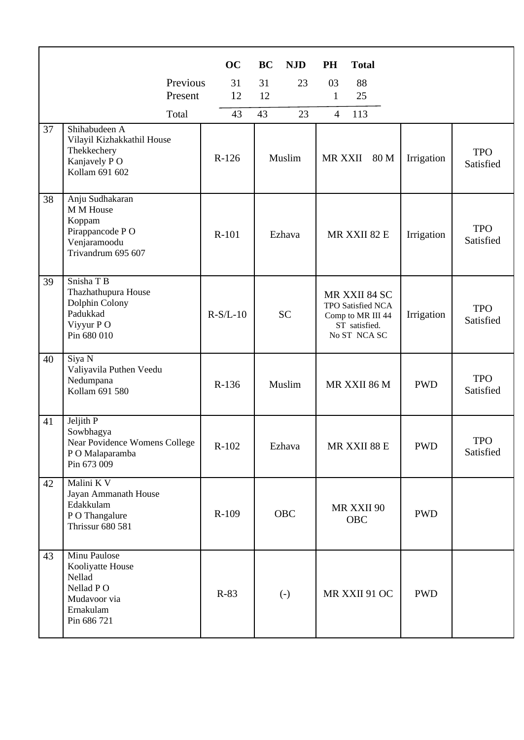| | OC | BC | NJD | PH | Total |
|---|---|---|---|---|---|
| Previous | 31 | 31 | 23 | 03 | 88 |
| Present | 12 | 12 | | 1 | 25 |
| Total | 43 | 43 | 23 | 4 | 113 |

| | | | | | | |
|---|---|---|---|---|---|---|
| 37 | Shihabudeen A<br>Vilayil Kizhakkathil House<br>Thekkechery<br>Kanjavely P O<br>Kollam 691 602 | R-126 | Muslim | MR XXII 80 M | Irrigation | TPO Satisfied |
| 38 | Anju Sudhakaran<br>M M House<br>Koppam<br>Pirappancode P O<br>Venjaramoodu<br>Trivandrum 695 607 | R-101 | Ezhava | MR XXII 82 E | Irrigation | TPO Satisfied |
| 39 | Snisha T B<br>Thazhathupura House<br>Dolphin Colony<br>Padukkad<br>Viyyur P O<br>Pin 680 010 | R-S/L-10 | SC | MR XXII 84 SC<br>TPO Satisfied NCA Comp to MR III 44 ST satisfied.<br>No ST NCA SC | Irrigation | TPO Satisfied |
| 40 | Siya N<br>Valiyavila Puthen Veedu<br>Nedumpana<br>Kollam 691 580 | R-136 | Muslim | MR XXII 86 M | PWD | TPO Satisfied |
| 41 | Jeljith P<br>Sowbhagya<br>Near Povidence Womens College<br>P O Malaparamba<br>Pin 673 009 | R-102 | Ezhava | MR XXII 88 E | PWD | TPO Satisfied |
| 42 | Malini K V<br>Jayan Ammanath House<br>Edakkulam<br>P O Thangalure<br>Thrissur 680 581 | R-109 | OBC | MR XXII 90 OBC | PWD | |
| 43 | Minu Paulose<br>Kooliyatte House<br>Nellad<br>Nellad P O<br>Mudavoor via<br>Ernakulam<br>Pin 686 721 | R-83 | (-) | MR XXII 91 OC | PWD | |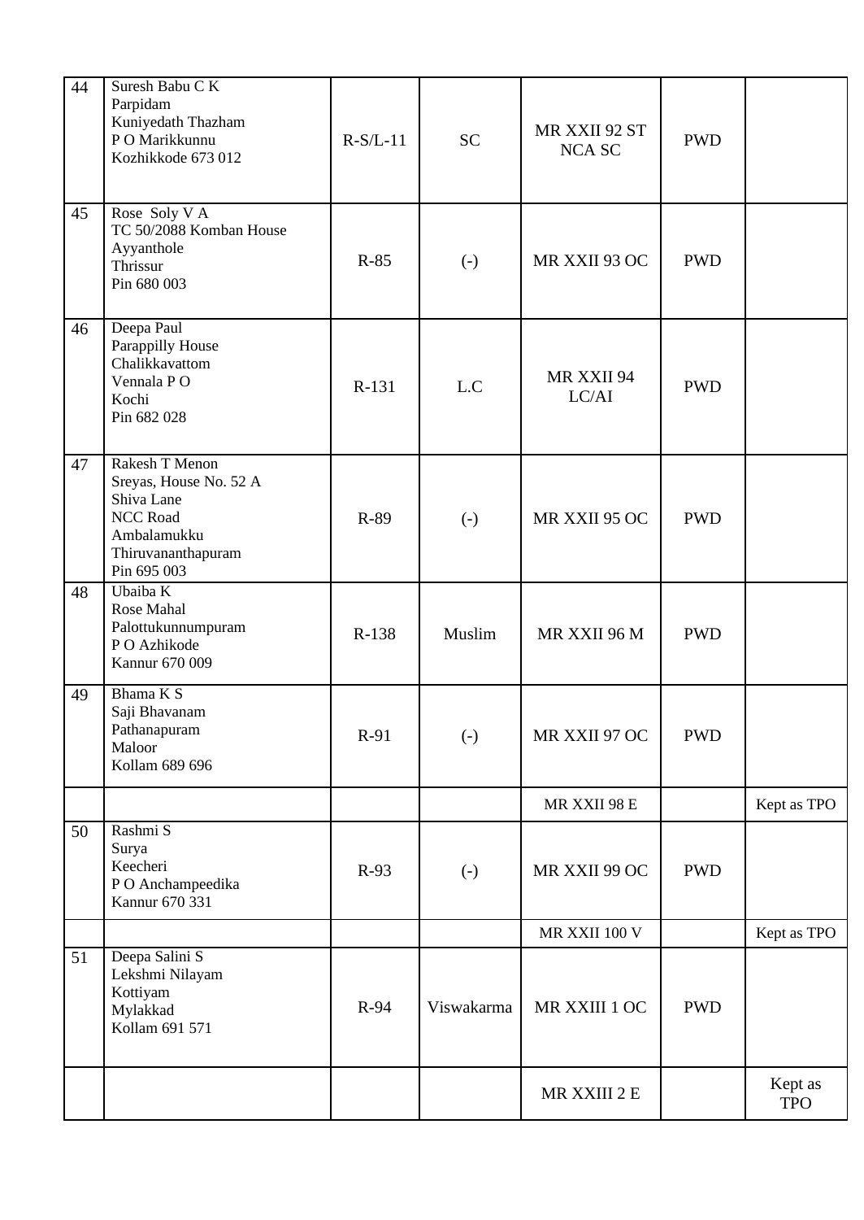| | | | | | | |
|---|---|---|---|---|---|---|
| 44 | Suresh Babu C K<br>Parpidam<br>Kuniyedath Thazham<br>P O Marikkunnu<br>Kozhikkode 673 012 | R-S/L-11 | SC | MR XXII 92 ST NCA SC | PWD | |
| 45 | Rose Soly V A<br>TC 50/2088 Komban House<br>Ayyanthole<br>Thrissur<br>Pin 680 003 | R-85 | (-) | MR XXII 93 OC | PWD | |
| 46 | Deepa Paul<br>Parappilly House<br>Chalikkavattom<br>Vennala P O<br>Kochi<br>Pin 682 028 | R-131 | L.C | MR XXII 94 LC/AI | PWD | |
| 47 | Rakesh T Menon<br>Sreyas, House No. 52 A<br>Shiva Lane<br>NCC Road<br>Ambalamukku<br>Thiruvananthapuram<br>Pin 695 003 | R-89 | (-) | MR XXII 95 OC | PWD | |
| 48 | Ubaiba K<br>Rose Mahal<br>Palottukunnumpuram<br>P O Azhikode<br>Kannur 670 009 | R-138 | Muslim | MR XXII 96 M | PWD | |
| 49 | Bhama K S<br>Saji Bhavanam<br>Pathanapuram<br>Maloor<br>Kollam 689 696 | R-91 | (-) | MR XXII 97 OC | PWD | |
| | | | | MR XXII 98 E | | Kept as TPO |
| 50 | Rashmi S<br>Surya<br>Keecheri<br>P O Anchampeedika<br>Kannur 670 331 | R-93 | (-) | MR XXII 99 OC | PWD | |
| | | | | MR XXII 100 V | | Kept as TPO |
| 51 | Deepa Salini S<br>Lekshmi Nilayam<br>Kottiyam<br>Mylakkad<br>Kollam 691 571 | R-94 | Viswakarma | MR XXIII 1 OC | PWD | |
| | | | | MR XXIII 2 E | | Kept as TPO |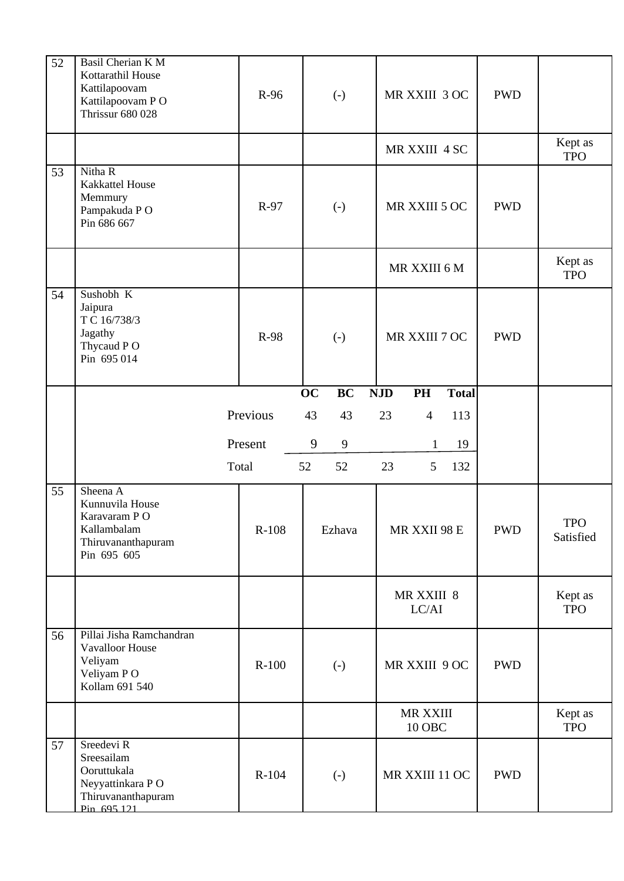| | | | | | | |
|---|---|---|---|---|---|---|
| 52 | Basil Cherian K M<br>Kottarathil House<br>Kattilapoovam<br>Kattilapoovam P O<br>Thrissur 680 028 | R-96 | (-) | MR XXIII 3 OC | PWD | |
| | | | | MR XXIII 4 SC | | Kept as TPO |
| 53 | Nitha R<br>Kakkattel House<br>Memmury<br>Pampakuda P O<br>Pin 686 667 | R-97 | (-) | MR XXIII 5 OC | PWD | |
| | | | | MR XXIII 6 M | | Kept as TPO |
| 54 | Sushobh K<br>Jaipura<br>T C 16/738/3<br>Jagathy<br>Thycaud P O<br>Pin 695 014 | R-98 | (-) | MR XXIII 7 OC | PWD | |
| | | | **OC** **BC** | **NJD** **PH** **Total** | | |
| | | Previous | 43 43 | 23 4 113 | | |
| | | Present | 9 9 | 1 19 | | |
| | | Total | 52 52 | 23 5 132 | | |
| 55 | Sheena A<br>Kunnuvila House<br>Karavaram P O<br>Kallambalam<br>Thiruvananthapuram<br>Pin 695 605 | R-108 | Ezhava | MR XXII 98 E | PWD | TPO Satisfied |
| | | | | MR XXIII 8 LC/AI | | Kept as TPO |
| 56 | Pillai Jisha Ramchandran<br>Vavalloor House<br>Veliyam<br>Veliyam P O<br>Kollam 691 540 | R-100 | (-) | MR XXIII 9 OC | PWD | |
| | | | | MR XXIII 10 OBC | | Kept as TPO |
| 57 | Sreedevi R<br>Sreesailam<br>Ooruttukala<br>Neyyattinkara P O<br>Thiruvananthapuram<br>Pin 695 121 | R-104 | (-) | MR XXIII 11 OC | PWD | |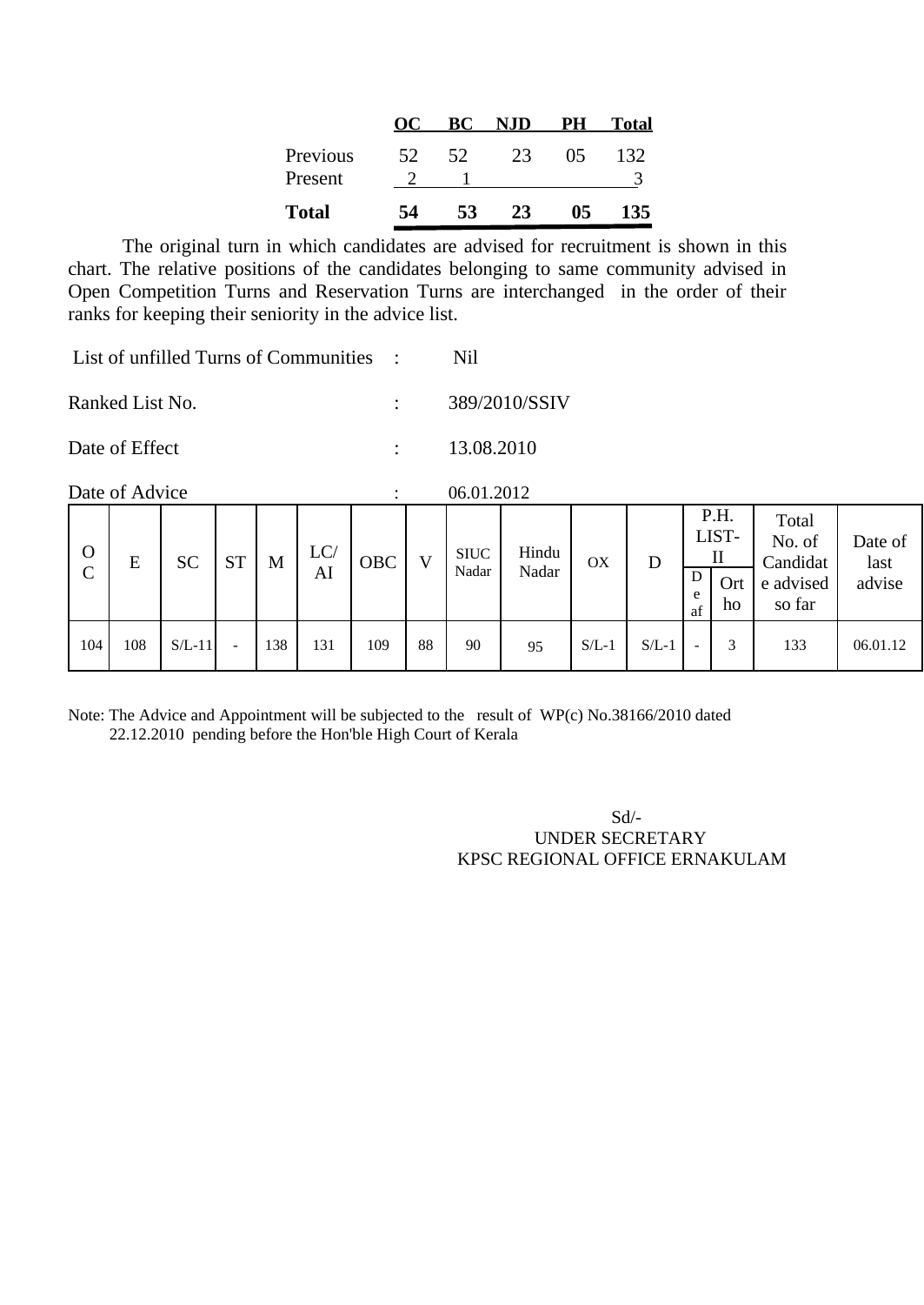| | OC | BC | NJD | PH | Total |
|---|---|---|---|---|---|
| Previous | 52 | 52 | 23 | 05 | 132 |
| Present | 2 | 1 | | | 3 |
| **Total** | **54** | **53** | **23** | **05** | **135** |

The original turn in which candidates are advised for recruitment is shown in this chart. The relative positions of the candidates belonging to same community advised in Open Competition Turns and Reservation Turns are interchanged in the order of their ranks for keeping their seniority in the advice list.

List of unfilled Turns of Communities : Nil

Ranked List No. : 389/2010/SSIV

Date of Effect : 13.08.2010

Date of Advice : 06.01.2012

| OC | E | SC | ST | M | LC/AI | OBC | V | SIUC Nadar | Hindu Nadar | OX | D | P.H. LIST-II | | Total No. of Candidate advised so far | Date of last advise |
|---|---|---|---|---|---|---|---|---|---|---|---|---|---|---|---|
| | | | | | | | | | | | | Deaf | Ortho | | |
| 104 | 108 | S/L-11 | - | 138 | 131 | 109 | 88 | 90 | 95 | S/L-1 | S/L-1 | - | 3 | 133 | 06.01.12 |

Note: The Advice and Appointment will be subjected to the result of WP(c) No.38166/2010 dated 22.12.2010 pending before the Hon'ble High Court of Kerala

Sd/-
UNDER SECRETARY
KPSC REGIONAL OFFICE ERNAKULAM